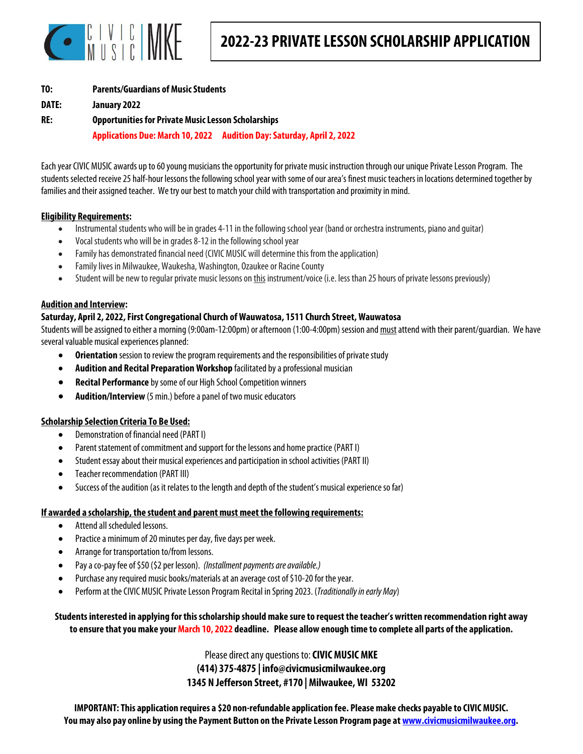CIVIC MUSIC | MKE

# 2022-23 PRIVATE LESSON SCHOLARSHIP APPLICATION

**TO:** **Parents/Guardians of Music Students**

**DATE:** **January 2022**

**RE:** **Opportunities for Private Music Lesson Scholarships**

**Applications Due: March 10, 2022 Audition Day: Saturday, April 2, 2022**

Each year CIVIC MUSIC awards up to 60 young musicians the opportunity for private music instruction through our unique Private Lesson Program. The students selected receive 25 half-hour lessons the following school year with some of our area's finest music teachers in locations determined together by families and their assigned teacher. We try our best to match your child with transportation and proximity in mind.

**Eligibility Requirements:**

- Instrumental students who will be in grades 4-11 in the following school year (band or orchestra instruments, piano and guitar)
- Vocal students who will be in grades 8-12 in the following school year
- Family has demonstrated financial need (CIVIC MUSIC will determine this from the application)
- Family lives in Milwaukee, Waukesha, Washington, Ozaukee or Racine County
- Student will be new to regular private music lessons on this instrument/voice (i.e. less than 25 hours of private lessons previously)

**Audition and Interview:**

**Saturday, April 2, 2022, First Congregational Church of Wauwatosa, 1511 Church Street, Wauwatosa**

Students will be assigned to either a morning (9:00am-12:00pm) or afternoon (1:00-4:00pm) session and must attend with their parent/guardian. We have several valuable musical experiences planned:

- **Orientation** session to review the program requirements and the responsibilities of private study
- **Audition and Recital Preparation Workshop** facilitated by a professional musician
- **Recital Performance** by some of our High School Competition winners
- **Audition/Interview** (5 min.) before a panel of two music educators

**Scholarship Selection Criteria To Be Used:**

- Demonstration of financial need (PART I)
- Parent statement of commitment and support for the lessons and home practice (PART I)
- Student essay about their musical experiences and participation in school activities (PART II)
- Teacher recommendation (PART III)
- Success of the audition (as it relates to the length and depth of the student's musical experience so far)

**If awarded a scholarship, the student and parent must meet the following requirements:**

- Attend all scheduled lessons.
- Practice a minimum of 20 minutes per day, five days per week.
- Arrange for transportation to/from lessons.
- Pay a co-pay fee of $50 ($2 per lesson). *(Installment payments are available.)*
- Purchase any required music books/materials at an average cost of $10-20 for the year.
- Perform at the CIVIC MUSIC Private Lesson Program Recital in Spring 2023. (*Traditionally in early May*)

**Students interested in applying for this scholarship should make sure to request the teacher's written recommendation right away to ensure that you make your March 10, 2022 deadline. Please allow enough time to complete all parts of the application.**

Please direct any questions to: **CIVIC MUSIC MKE**
**(414) 375-4875 | info@civicmusicmilwaukee.org**
**1345 N Jefferson Street, #170 | Milwaukee, WI 53202**

**IMPORTANT: This application requires a $20 non-refundable application fee. Please make checks payable to CIVIC MUSIC. You may also pay online by using the Payment Button on the Private Lesson Program page at www.civicmusicmilwaukee.org.**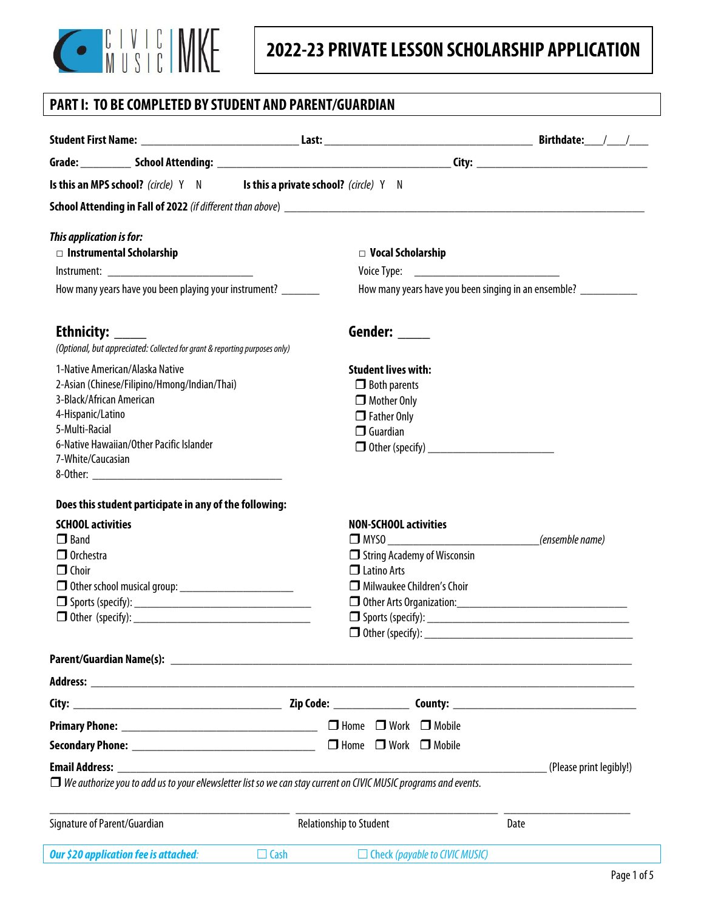CIVIC MUSIC MKE

# 2022-23 PRIVATE LESSON SCHOLARSHIP APPLICATION

## PART I: TO BE COMPLETED BY STUDENT AND PARENT/GUARDIAN

**Student First Name:** ____________________________ **Last:** _____________________________________ **Birthdate:**___/___/___

**Grade:** _________ **School Attending:** __________________________________________ **City:** ______________________________

**Is this an MPS school?** *(circle)* Y N **Is this a private school?** *(circle)* Y N

**School Attending in Fall of 2022** *(if different than above)* ______________________________________________________________________

***This application is for:***

☐ **Instrumental Scholarship**

Instrument: __________________________

How many years have you been playing your instrument? _______

☐ **Vocal Scholarship**

Voice Type: __________________________

How many years have you been singing in an ensemble? __________

## Ethnicity: _____

*(Optional, but appreciated: Collected for grant & reporting purposes only)*

1-Native American/Alaska Native
2-Asian (Chinese/Filipino/Hmong/Indian/Thai)
3-Black/African American
4-Hispanic/Latino
5-Multi-Racial
6-Native Hawaiian/Other Pacific Islander
7-White/Caucasian
8-Other: ________________________________

## Gender: _____

**Student lives with:**

- ☐ Both parents
- ☐ Mother Only
- ☐ Father Only
- ☐ Guardian
- ☐ Other (specify) ______________________

**Does this student participate in any of the following:**

**SCHOOL activities**

- ☐ Band
- ☐ Orchestra
- ☐ Choir
- ☐ Other school musical group: ____________________
- ☐ Sports (specify): _______________________________
- ☐ Other (specify): _______________________________

**NON-SCHOOL activities**

- ☐ MYSO ___________________________*(ensemble name)*
- ☐ String Academy of Wisconsin
- ☐ Latino Arts
- ☐ Milwaukee Children's Choir
- ☐ Other Arts Organization:______________________________
- ☐ Sports (specify): ______________________________________
- ☐ Other (specify): _______________________________________

**Parent/Guardian Name(s):** ___________________________________________________________________________________

**Address:** __________________________________________________________________________________________________

**City:** ______________________________________ **Zip Code:** _____________ **County:** _________________________________

**Primary Phone:** ________________________________ ☐ Home ☐ Work ☐ Mobile

**Secondary Phone:** ______________________________ ☐ Home ☐ Work ☐ Mobile

**Email Address:** ___________________________________________________________________________ (Please print legibly!)

☐ *We authorize you to add us to your eNewsletter list so we can stay current on CIVIC MUSIC programs and events.*

_____________________________________________ _____________________________________ _______________________

Signature of Parent/Guardian Relationship to Student Date

***Our $20 application fee is attached:*** ☐ Cash ☐ Check *(payable to CIVIC MUSIC)*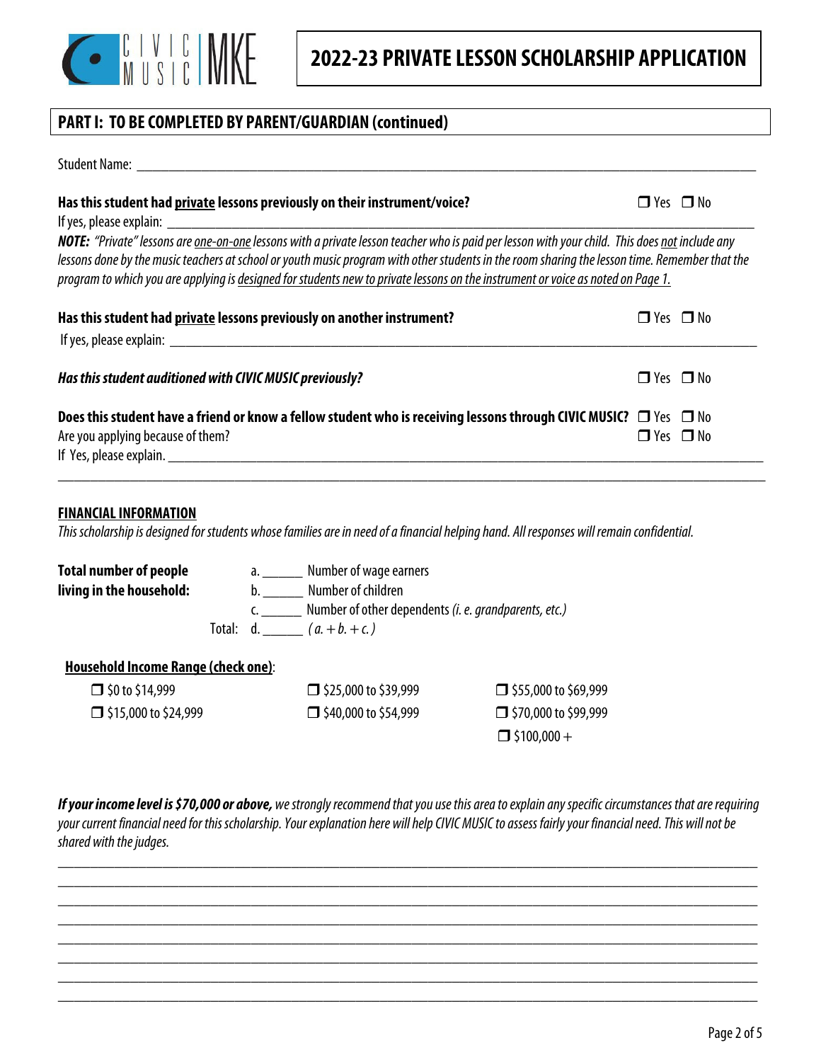# 2022-23 PRIVATE LESSON SCHOLARSHIP APPLICATION

## PART I: TO BE COMPLETED BY PARENT/GUARDIAN (continued)

Student Name: ___________________________________________________________________________

**Has this student had private lessons previously on their instrument/voice?** ☐ Yes ☐ No

If yes, please explain: ___________________________________________________________________

***NOTE:*** *"Private" lessons are one-on-one lessons with a private lesson teacher who is paid per lesson with your child. This does not include any lessons done by the music teachers at school or youth music program with other students in the room sharing the lesson time. Remember that the program to which you are applying is designed for students new to private lessons on the instrument or voice as noted on Page 1.*

**Has this student had private lessons previously on another instrument?** ☐ Yes ☐ No

If yes, please explain: ___________________________________________________________________

***Has this student auditioned with CIVIC MUSIC previously?*** ☐ Yes ☐ No

**Does this student have a friend or know a fellow student who is receiving lessons through CIVIC MUSIC?** ☐ Yes ☐ No

Are you applying because of them? ☐ Yes ☐ No

If Yes, please explain. ___________________________________________________________________

___________________________________________________________________________________________

### FINANCIAL INFORMATION

*This scholarship is designed for students whose families are in need of a financial helping hand. All responses will remain confidential.*

**Total number of people living in the household:**

a. ______ Number of wage earners

b. ______ Number of children

c. ______ Number of other dependents *(i. e. grandparents, etc.)*

Total: d. ______ *( a. + b. + c. )*

**Household Income Range (check one):**

☐ $0 to $14,999
☐ $15,000 to $24,999
☐ $25,000 to $39,999
☐ $40,000 to $54,999
☐ $55,000 to $69,999
☐ $70,000 to $99,999
☐ $100,000 +

***If your income level is $70,000 or above,*** *we strongly recommend that you use this area to explain any specific circumstances that are requiring your current financial need for this scholarship. Your explanation here will help CIVIC MUSIC to assess fairly your financial need. This will not be shared with the judges.*

___________________________________________________________________________________________

___________________________________________________________________________________________

___________________________________________________________________________________________

___________________________________________________________________________________________

___________________________________________________________________________________________

___________________________________________________________________________________________

___________________________________________________________________________________________

___________________________________________________________________________________________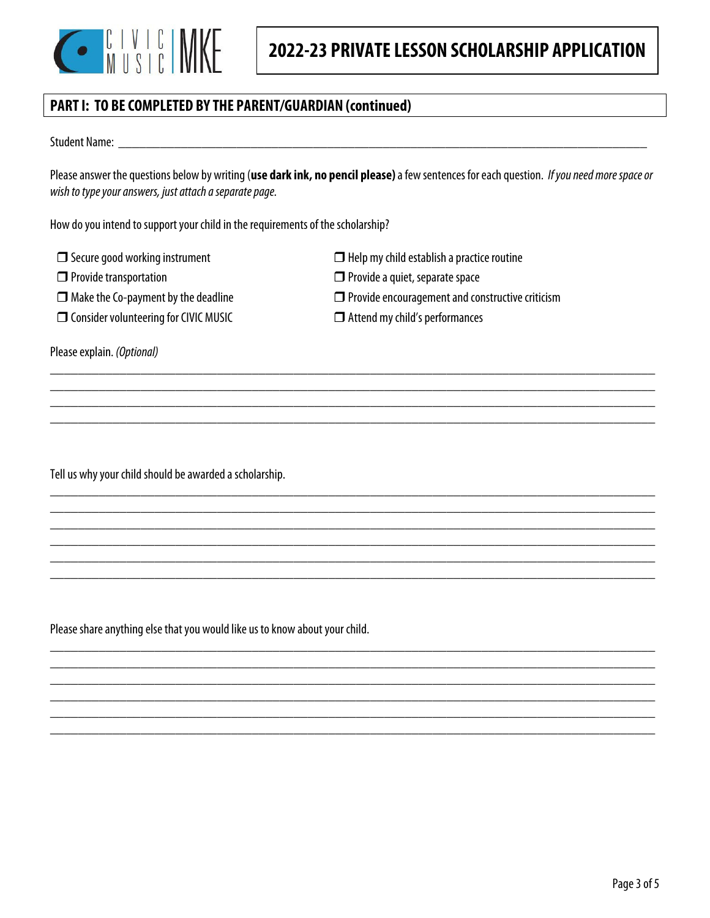# 2022-23 PRIVATE LESSON SCHOLARSHIP APPLICATION

## PART I: TO BE COMPLETED BY THE PARENT/GUARDIAN (continued)

Student Name: ________________________________________________________________

Please answer the questions below by writing (**use dark ink, no pencil please)** a few sentences for each question. *If you need more space or wish to type your answers, just attach a separate page.*

How do you intend to support your child in the requirements of the scholarship?

- ❒ Secure good working instrument
- ❒ Provide transportation
- ❒ Make the Co-payment by the deadline
- ❒ Consider volunteering for CIVIC MUSIC
- ❒ Help my child establish a practice routine
- ❒ Provide a quiet, separate space
- ❒ Provide encouragement and constructive criticism
- ❒ Attend my child's performances

Please explain. *(Optional)*

________________________________________________________________________________
________________________________________________________________________________
________________________________________________________________________________
________________________________________________________________________________

Tell us why your child should be awarded a scholarship.

________________________________________________________________________________
________________________________________________________________________________
________________________________________________________________________________
________________________________________________________________________________
________________________________________________________________________________
________________________________________________________________________________

Please share anything else that you would like us to know about your child.

________________________________________________________________________________
________________________________________________________________________________
________________________________________________________________________________
________________________________________________________________________________
________________________________________________________________________________
________________________________________________________________________________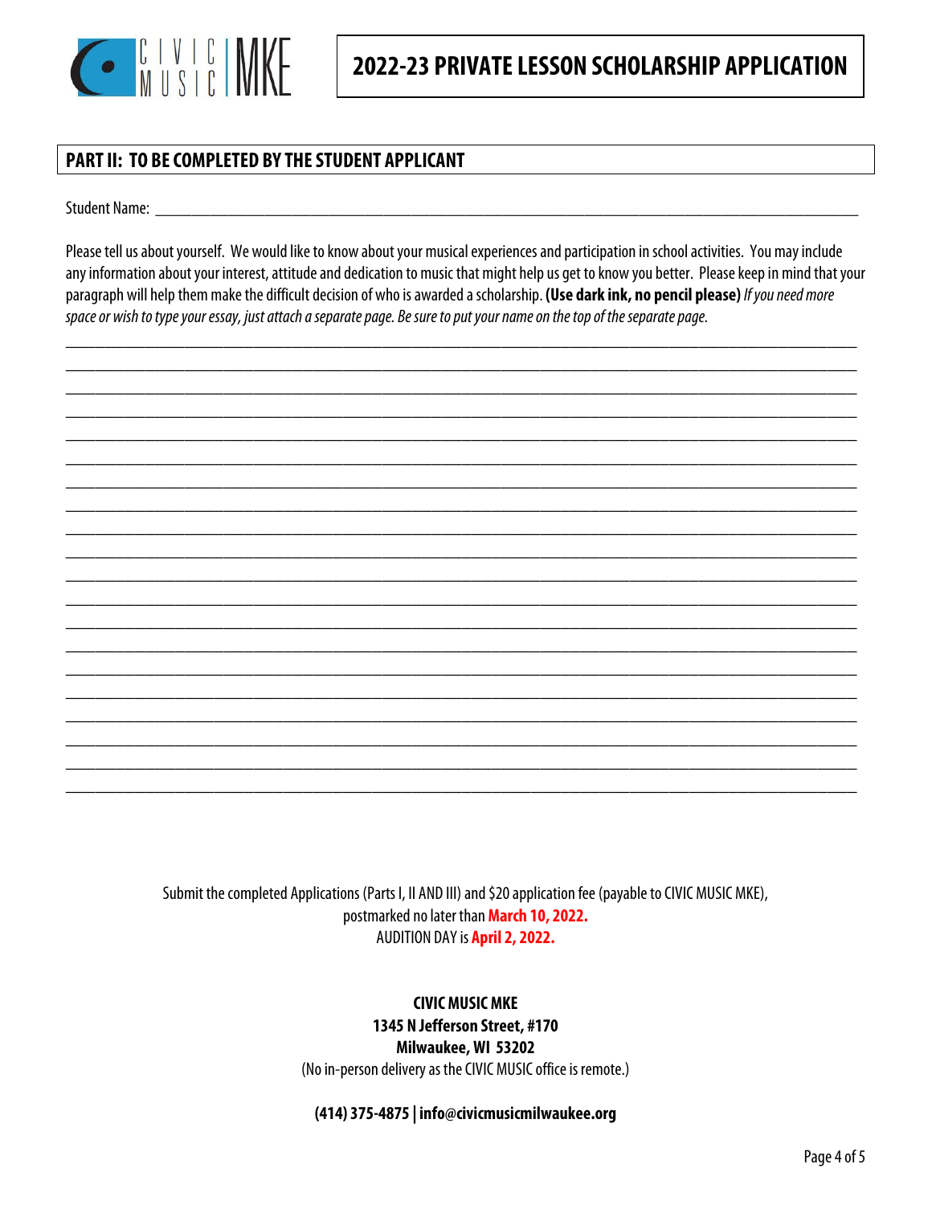# 2022-23 PRIVATE LESSON SCHOLARSHIP APPLICATION

## PART II: TO BE COMPLETED BY THE STUDENT APPLICANT

Student Name: ______________________________________________________________________________

Please tell us about yourself. We would like to know about your musical experiences and participation in school activities. You may include any information about your interest, attitude and dedication to music that might help us get to know you better. Please keep in mind that your paragraph will help them make the difficult decision of who is awarded a scholarship. **(Use dark ink, no pencil please)** *If you need more space or wish to type your essay, just attach a separate page. Be sure to put your name on the top of the separate page.*

____________________________________________________________________________________________
____________________________________________________________________________________________
____________________________________________________________________________________________
____________________________________________________________________________________________
____________________________________________________________________________________________
____________________________________________________________________________________________
____________________________________________________________________________________________
____________________________________________________________________________________________
____________________________________________________________________________________________
____________________________________________________________________________________________
____________________________________________________________________________________________
____________________________________________________________________________________________
____________________________________________________________________________________________
____________________________________________________________________________________________
____________________________________________________________________________________________
____________________________________________________________________________________________
____________________________________________________________________________________________
____________________________________________________________________________________________
____________________________________________________________________________________________
____________________________________________________________________________________________

Submit the completed Applications (Parts I, II AND III) and $20 application fee (payable to CIVIC MUSIC MKE), postmarked no later than **March 10, 2022.**
AUDITION DAY is **April 2, 2022.**

**CIVIC MUSIC MKE**
**1345 N Jefferson Street, #170**
**Milwaukee, WI 53202**
(No in-person delivery as the CIVIC MUSIC office is remote.)

**(414) 375-4875 | info@civicmusicmilwaukee.org**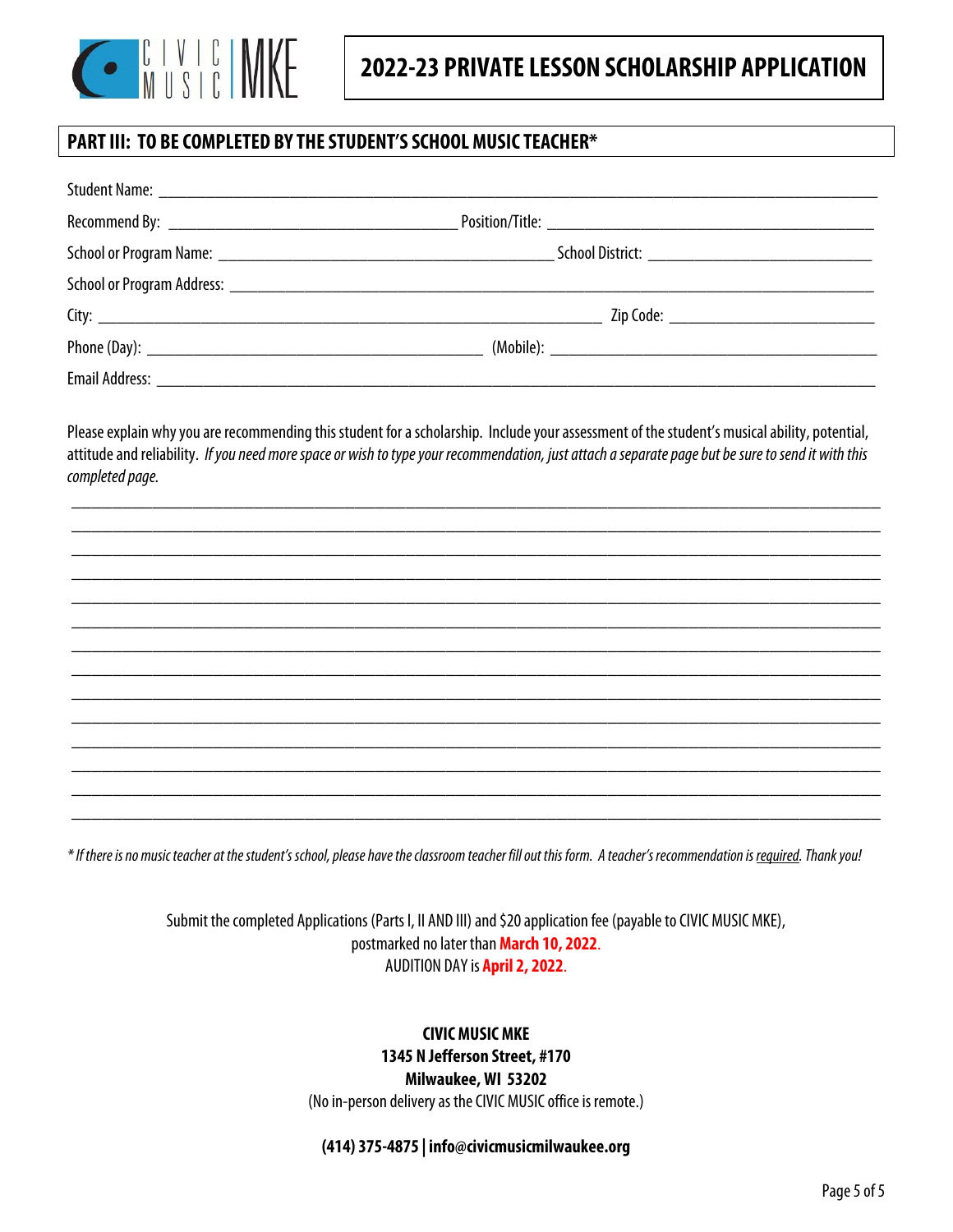CIVIC MUSIC MKE

# 2022-23 PRIVATE LESSON SCHOLARSHIP APPLICATION

## PART III: TO BE COMPLETED BY THE STUDENT'S SCHOOL MUSIC TEACHER*

Student Name: ______________________________________________________________________

Recommend By: ______________________________ Position/Title: ______________________________

School or Program Name: ______________________________ School District: ______________________________

School or Program Address: ______________________________________________________________________

City: ______________________________ Zip Code: ______________________________

Phone (Day): ______________________________ (Mobile): ______________________________

Email Address: ______________________________________________________________________

Please explain why you are recommending this student for a scholarship. Include your assessment of the student's musical ability, potential, attitude and reliability. *If you need more space or wish to type your recommendation, just attach a separate page but be sure to send it with this completed page.*

______________________________________________________________________________________________

______________________________________________________________________________________________

______________________________________________________________________________________________

______________________________________________________________________________________________

______________________________________________________________________________________________

______________________________________________________________________________________________

______________________________________________________________________________________________

______________________________________________________________________________________________

______________________________________________________________________________________________

______________________________________________________________________________________________

______________________________________________________________________________________________

______________________________________________________________________________________________

______________________________________________________________________________________________

______________________________________________________________________________________________

*\* If there is no music teacher at the student's school, please have the classroom teacher fill out this form. A teacher's recommendation is required. Thank you!*

Submit the completed Applications (Parts I, II AND III) and $20 application fee (payable to CIVIC MUSIC MKE), postmarked no later than **March 10, 2022**.
AUDITION DAY is **April 2, 2022**.

**CIVIC MUSIC MKE**
**1345 N Jefferson Street, #170**
**Milwaukee, WI 53202**
(No in-person delivery as the CIVIC MUSIC office is remote.)

**(414) 375-4875 | info@civicmusicmilwaukee.org**